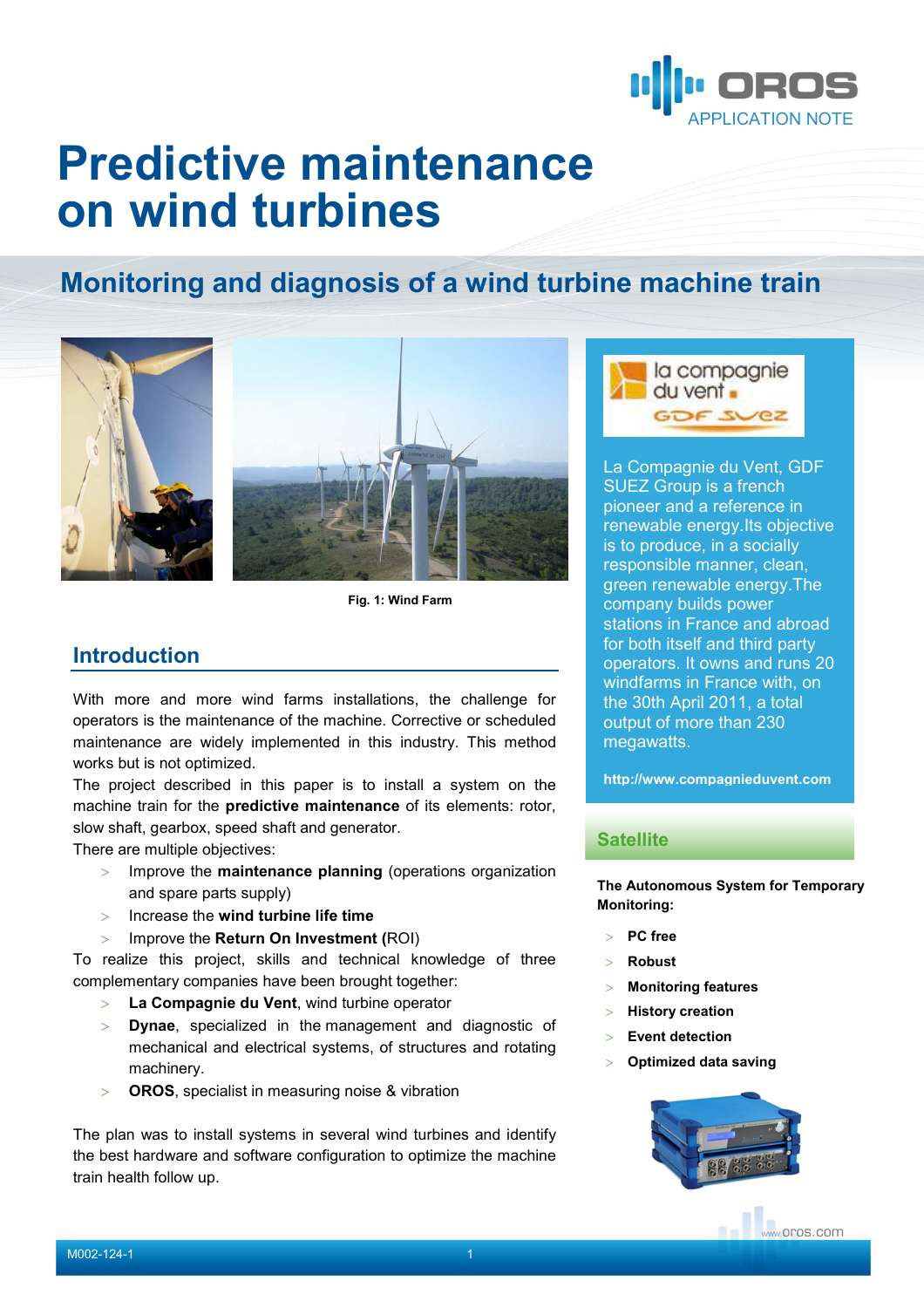OROS
APPLICATION NOTE

# Predictive maintenance on wind turbines

## Monitoring and diagnosis of a wind turbine machine train

Fig. 1: Wind Farm

## Introduction

With more and more wind farms installations, the challenge for operators is the maintenance of the machine. Corrective or scheduled maintenance are widely implemented in this industry. This method works but is not optimized.

The project described in this paper is to install a system on the machine train for the **predictive maintenance** of its elements: rotor, slow shaft, gearbox, speed shaft and generator.

There are multiple objectives:

- Improve the **maintenance planning** (operations organization and spare parts supply)
- Increase the **wind turbine life time**
- Improve the **Return On Investment (**ROI)

To realize this project, skills and technical knowledge of three complementary companies have been brought together:

- **La Compagnie du Vent**, wind turbine operator
- **Dynae**, specialized in the management and diagnostic of mechanical and electrical systems, of structures and rotating machinery.
- **OROS**, specialist in measuring noise & vibration

The plan was to install systems in several wind turbines and identify the best hardware and software configuration to optimize the machine train health follow up.

la compagnie du vent
GDF SUEZ

La Compagnie du Vent, GDF SUEZ Group is a french pioneer and a reference in renewable energy.Its objective is to produce, in a socially responsible manner, clean, green renewable energy.The company builds power stations in France and abroad for both itself and third party operators. It owns and runs 20 windfarms in France with, on the 30th April 2011, a total output of more than 230 megawatts.

http://www.compagnieduvent.com

### Satellite

**The Autonomous System for Temporary Monitoring:**

- **PC free**
- **Robust**
- **Monitoring features**
- **History creation**
- **Event detection**
- **Optimized data saving**

www.oros.com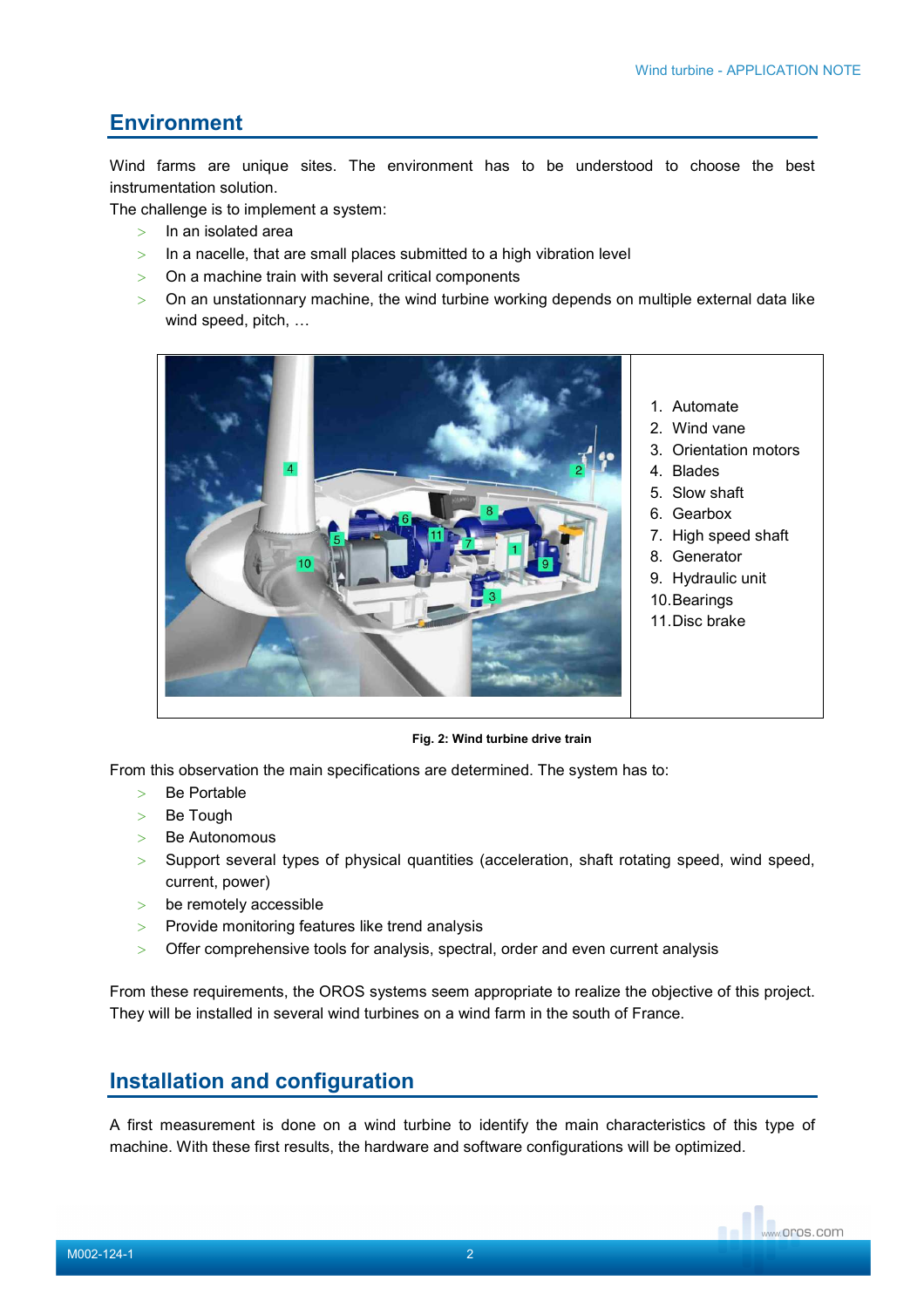## Environment

Wind farms are unique sites. The environment has to be understood to choose the best instrumentation solution.

The challenge is to implement a system:

- In an isolated area
- In a nacelle, that are small places submitted to a high vibration level
- On a machine train with several critical components
- On an unstationnary machine, the wind turbine working depends on multiple external data like wind speed, pitch, …

1. Automate
2. Wind vane
3. Orientation motors
4. Blades
5. Slow shaft
6. Gearbox
7. High speed shaft
8. Generator
9. Hydraulic unit
10. Bearings
11. Disc brake

**Fig. 2: Wind turbine drive train**

From this observation the main specifications are determined. The system has to:

- Be Portable
- Be Tough
- Be Autonomous
- Support several types of physical quantities (acceleration, shaft rotating speed, wind speed, current, power)
- be remotely accessible
- Provide monitoring features like trend analysis
- Offer comprehensive tools for analysis, spectral, order and even current analysis

From these requirements, the OROS systems seem appropriate to realize the objective of this project. They will be installed in several wind turbines on a wind farm in the south of France.

## Installation and configuration

A first measurement is done on a wind turbine to identify the main characteristics of this type of machine. With these first results, the hardware and software configurations will be optimized.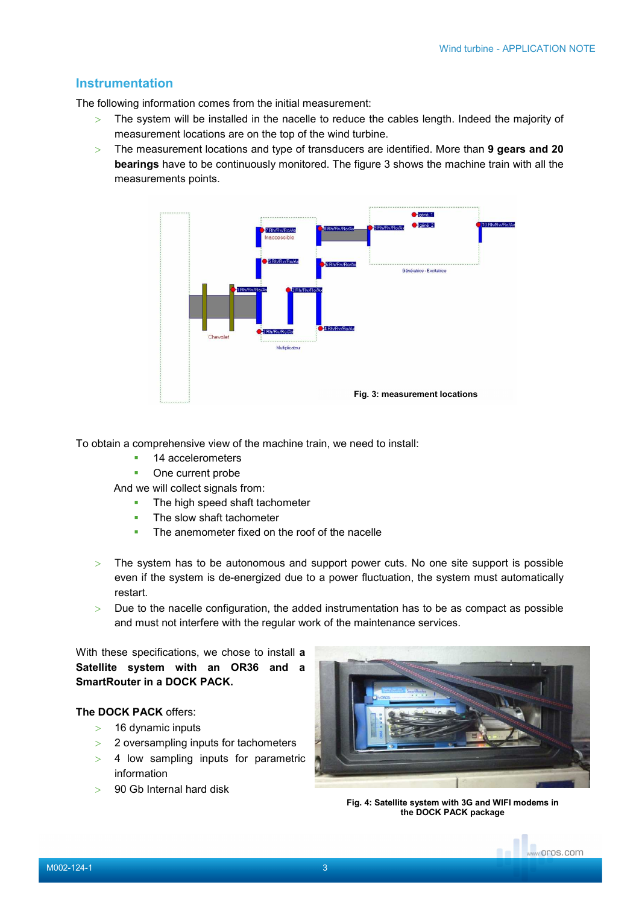## Instrumentation

The following information comes from the initial measurement:

> The system will be installed in the nacelle to reduce the cables length. Indeed the majority of measurement locations are on the top of the wind turbine.

> The measurement locations and type of transducers are identified. More than **9 gears and 20 bearings** have to be continuously monitored. The figure 3 shows the machine train with all the measurements points.

**Fig. 3: measurement locations**

To obtain a comprehensive view of the machine train, we need to install:

- 14 accelerometers
- One current probe

And we will collect signals from:

- The high speed shaft tachometer
- The slow shaft tachometer
- The anemometer fixed on the roof of the nacelle

> The system has to be autonomous and support power cuts. No one site support is possible even if the system is de-energized due to a power fluctuation, the system must automatically restart.

> Due to the nacelle configuration, the added instrumentation has to be as compact as possible and must not interfere with the regular work of the maintenance services.

With these specifications, we chose to install **a Satellite system with an OR36 and a SmartRouter in a DOCK PACK.**

**The DOCK PACK** offers:

> 16 dynamic inputs

> 2 oversampling inputs for tachometers

> 4 low sampling inputs for parametric information

> 90 Gb Internal hard disk

**Fig. 4: Satellite system with 3G and WIFI modems in the DOCK PACK package**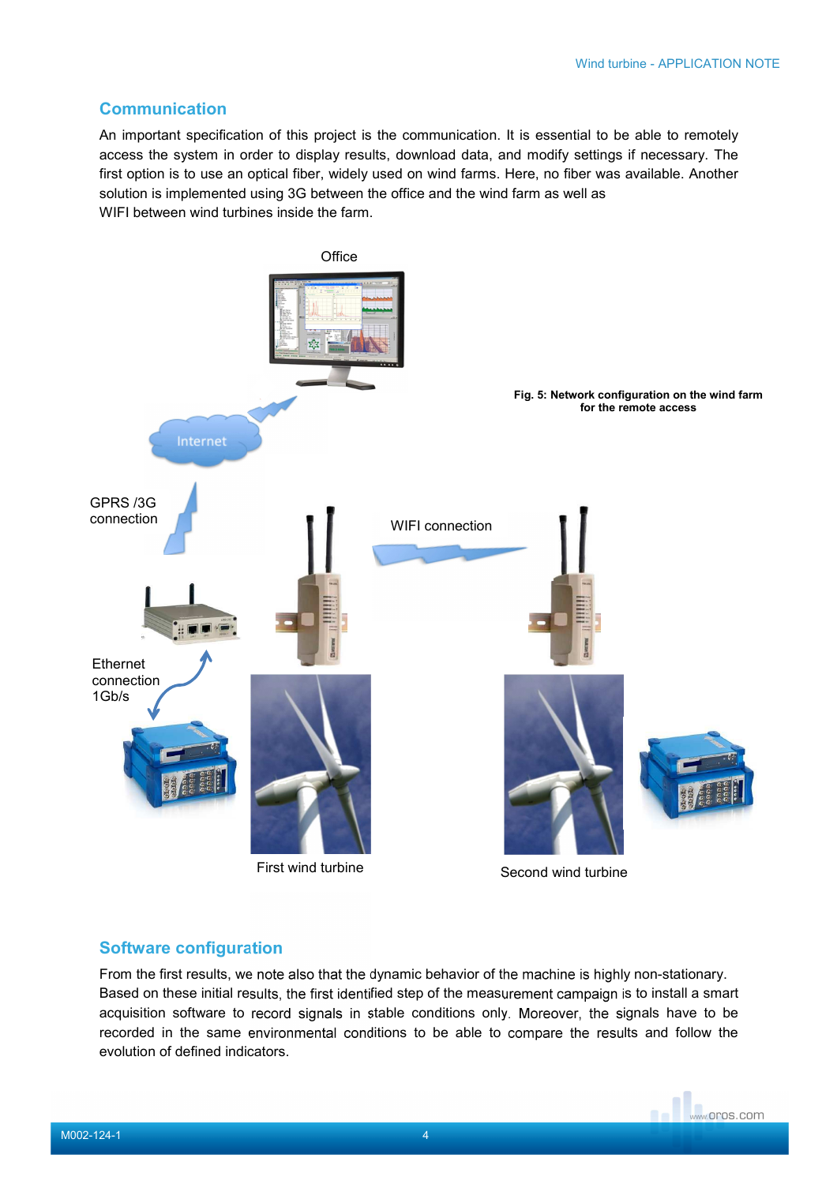## Communication

An important specification of this project is the communication. It is essential to be able to remotely access the system in order to display results, download data, and modify settings if necessary. The first option is to use an optical fiber, widely used on wind farms. Here, no fiber was available. Another solution is implemented using 3G between the office and the wind farm as well as WIFI between wind turbines inside the farm.

Office

Internet

GPRS /3G connection

WIFI connection

Ethernet connection 1Gb/s

First wind turbine

Second wind turbine

**Fig. 5: Network configuration on the wind farm for the remote access**

## Software configuration

From the first results, we note also that the dynamic behavior of the machine is highly non-stationary. Based on these initial results, the first identified step of the measurement campaign is to install a smart acquisition software to record signals in stable conditions only. Moreover, the signals have to be recorded in the same environmental conditions to be able to compare the results and follow the evolution of defined indicators.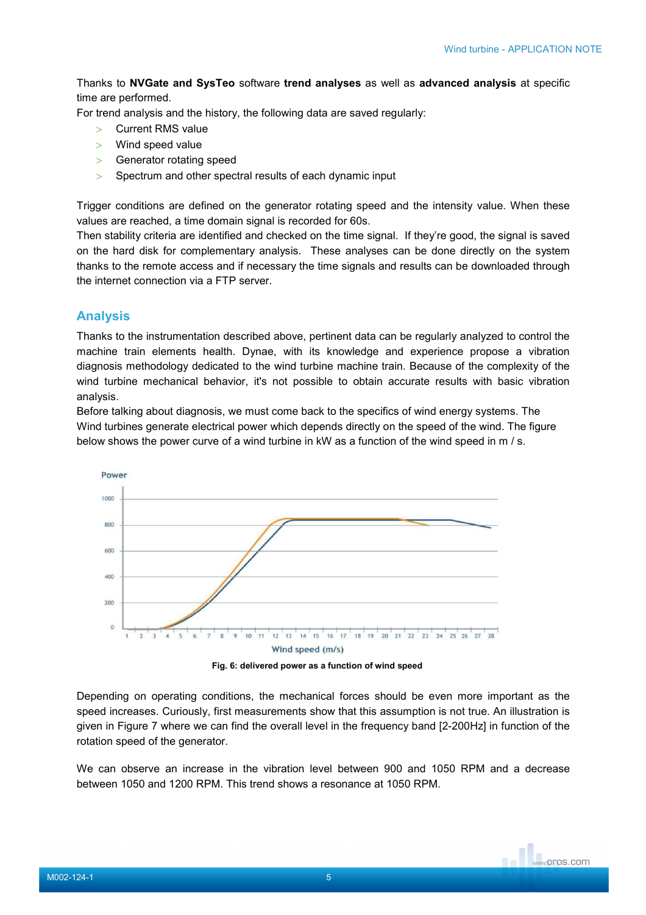Thanks to **NVGate and SysTeo** software **trend analyses** as well as **advanced analysis** at specific time are performed.

For trend analysis and the history, the following data are saved regularly:

- Current RMS value
- Wind speed value
- Generator rotating speed
- Spectrum and other spectral results of each dynamic input

Trigger conditions are defined on the generator rotating speed and the intensity value. When these values are reached, a time domain signal is recorded for 60s.

Then stability criteria are identified and checked on the time signal. If they're good, the signal is saved on the hard disk for complementary analysis. These analyses can be done directly on the system thanks to the remote access and if necessary the time signals and results can be downloaded through the internet connection via a FTP server.

## Analysis

Thanks to the instrumentation described above, pertinent data can be regularly analyzed to control the machine train elements health. Dynae, with its knowledge and experience propose a vibration diagnosis methodology dedicated to the wind turbine machine train. Because of the complexity of the wind turbine mechanical behavior, it's not possible to obtain accurate results with basic vibration analysis.

Before talking about diagnosis, we must come back to the specifics of wind energy systems. The Wind turbines generate electrical power which depends directly on the speed of the wind. The figure below shows the power curve of a wind turbine in kW as a function of the wind speed in m / s.

**Fig. 6: delivered power as a function of wind speed**

Depending on operating conditions, the mechanical forces should be even more important as the speed increases. Curiously, first measurements show that this assumption is not true. An illustration is given in Figure 7 where we can find the overall level in the frequency band [2-200Hz] in function of the rotation speed of the generator.

We can observe an increase in the vibration level between 900 and 1050 RPM and a decrease between 1050 and 1200 RPM. This trend shows a resonance at 1050 RPM.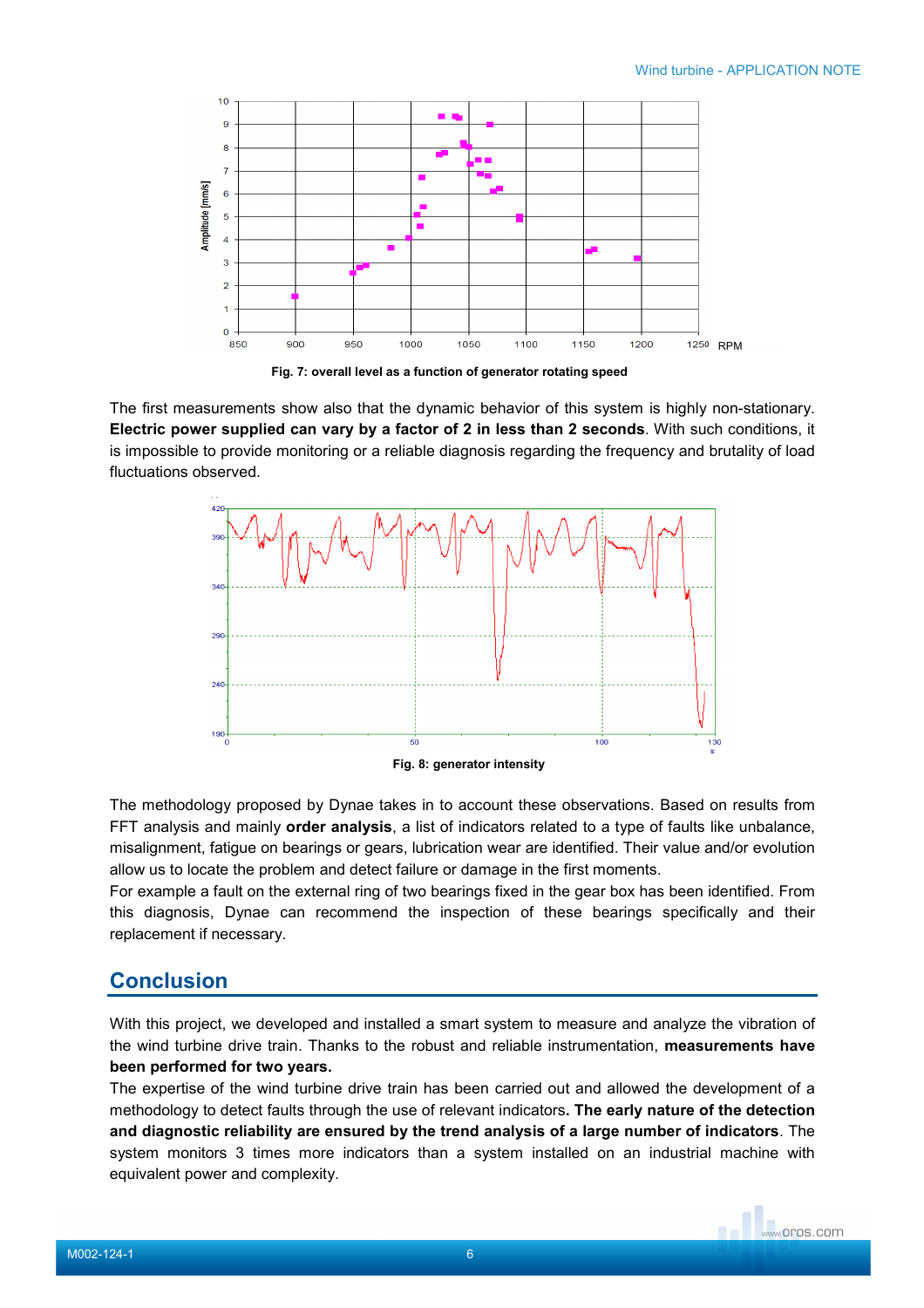Fig. 7: overall level as a function of generator rotating speed

The first measurements show also that the dynamic behavior of this system is highly non-stationary. **Electric power supplied can vary by a factor of 2 in less than 2 seconds**. With such conditions, it is impossible to provide monitoring or a reliable diagnosis regarding the frequency and brutality of load fluctuations observed.

Fig. 8: generator intensity

The methodology proposed by Dynae takes in to account these observations. Based on results from FFT analysis and mainly **order analysis**, a list of indicators related to a type of faults like unbalance, misalignment, fatigue on bearings or gears, lubrication wear are identified. Their value and/or evolution allow us to locate the problem and detect failure or damage in the first moments.

For example a fault on the external ring of two bearings fixed in the gear box has been identified. From this diagnosis, Dynae can recommend the inspection of these bearings specifically and their replacement if necessary.

## Conclusion

With this project, we developed and installed a smart system to measure and analyze the vibration of the wind turbine drive train. Thanks to the robust and reliable instrumentation, **measurements have been performed for two years.**

The expertise of the wind turbine drive train has been carried out and allowed the development of a methodology to detect faults through the use of relevant indicators**. The early nature of the detection and diagnostic reliability are ensured by the trend analysis of a large number of indicators**. The system monitors 3 times more indicators than a system installed on an industrial machine with equivalent power and complexity.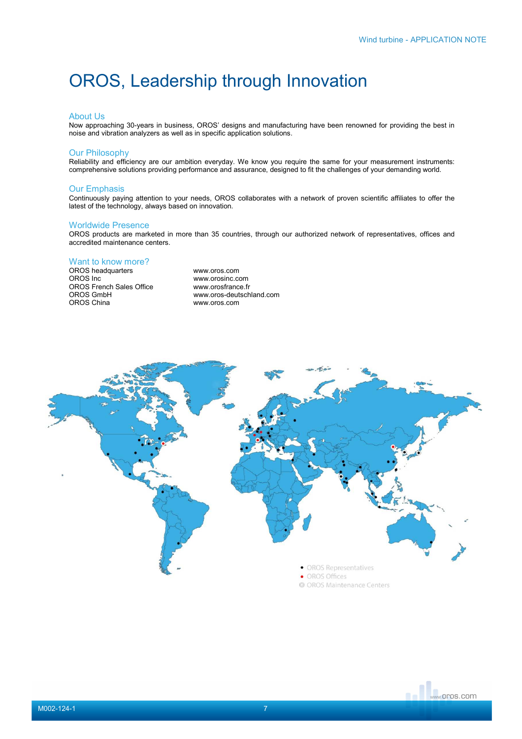# OROS, Leadership through Innovation

## About Us

Now approaching 30-years in business, OROS' designs and manufacturing have been renowned for providing the best in noise and vibration analyzers as well as in specific application solutions.

## Our Philosophy

Reliability and efficiency are our ambition everyday. We know you require the same for your measurement instruments: comprehensive solutions providing performance and assurance, designed to fit the challenges of your demanding world.

## Our Emphasis

Continuously paying attention to your needs, OROS collaborates with a network of proven scientific affiliates to offer the latest of the technology, always based on innovation.

## Worldwide Presence

OROS products are marketed in more than 35 countries, through our authorized network of representatives, offices and accredited maintenance centers.

## Want to know more?

| | |
|---|---|
| OROS headquarters | www.oros.com |
| OROS Inc | www.orosinc.com |
| OROS French Sales Office | www.orosfrance.fr |
| OROS GmbH | www.oros-deutschland.com |
| OROS China | www.oros.com |

OROS Representatives
OROS Offices
OROS Maintenance Centers